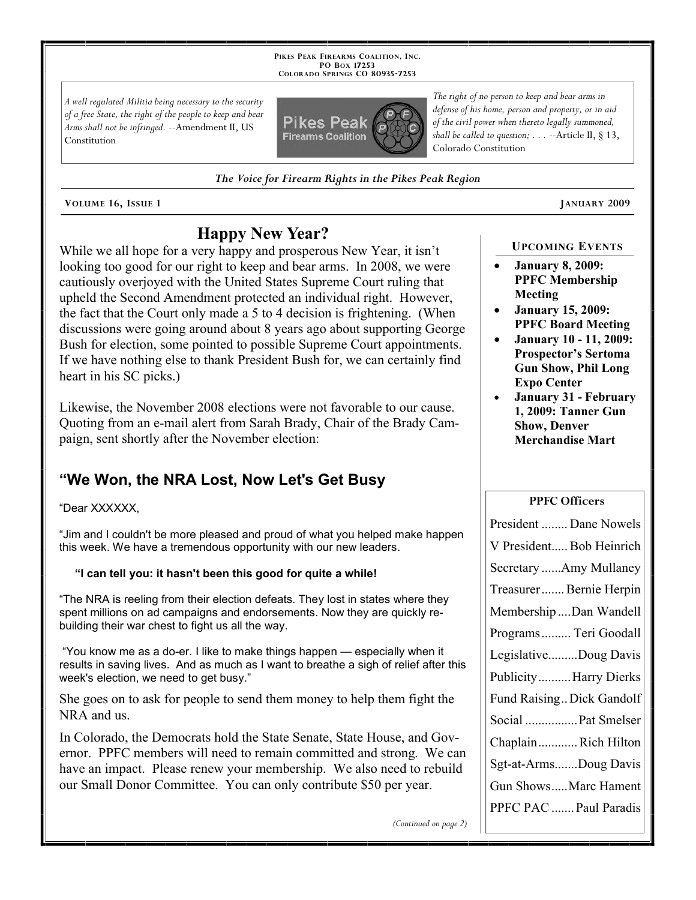PIKES PEAK FIREARMS COALITION, INC.
PO BOX 17253
COLORADO SPRINGS CO 80935-7253

*A well regulated Militia being necessary to the security of a free State, the right of the people to keep and bear Arms shall not be infringed.* --Amendment II, US Constitution

*The right of no person to keep and bear arms in defense of his home, person and property, or in aid of the civil power when thereto legally summoned, shall be called to question; . . .* --Article II, § 13, Colorado Constitution

*The Voice for Firearm Rights in the Pikes Peak Region*

VOLUME 16, ISSUE 1 — JANUARY 2009

# Happy New Year?

While we all hope for a very happy and prosperous New Year, it isn't looking too good for our right to keep and bear arms. In 2008, we were cautiously overjoyed with the United States Supreme Court ruling that upheld the Second Amendment protected an individual right. However, the fact that the Court only made a 5 to 4 decision is frightening. (When discussions were going around about 8 years ago about supporting George Bush for election, some pointed to possible Supreme Court appointments. If we have nothing else to thank President Bush for, we can certainly find heart in his SC picks.)

Likewise, the November 2008 elections were not favorable to our cause. Quoting from an e-mail alert from Sarah Brady, Chair of the Brady Campaign, sent shortly after the November election:

## "We Won, the NRA Lost, Now Let's Get Busy

"Dear XXXXXX,

"Jim and I couldn't be more pleased and proud of what you helped make happen this week. We have a tremendous opportunity with our new leaders.

**"I can tell you: it hasn't been this good for quite a while!**

"The NRA is reeling from their election defeats. They lost in states where they spent millions on ad campaigns and endorsements. Now they are quickly rebuilding their war chest to fight us all the way.

"You know me as a do-er. I like to make things happen — especially when it results in saving lives. And as much as I want to breathe a sigh of relief after this week's election, we need to get busy."

She goes on to ask for people to send them money to help them fight the NRA and us.

In Colorado, the Democrats hold the State Senate, State House, and Governor. PPFC members will need to remain committed and strong. We can have an impact. Please renew your membership. We also need to rebuild our Small Donor Committee. You can only contribute $50 per year.

*(Continued on page 2)*

### UPCOMING EVENTS

- **January 8, 2009: PPFC Membership Meeting**
- **January 15, 2009: PPFC Board Meeting**
- **January 10 - 11, 2009: Prospector's Sertoma Gun Show, Phil Long Expo Center**
- **January 31 - February 1, 2009: Tanner Gun Show, Denver Merchandise Mart**

### PPFC Officers

| Office | Name |
|---|---|
| President | Dane Nowels |
| V President | Bob Heinrich |
| Secretary | Amy Mullaney |
| Treasurer | Bernie Herpin |
| Membership | Dan Wandell |
| Programs | Teri Goodall |
| Legislative | Doug Davis |
| Publicity | Harry Dierks |
| Fund Raising | Dick Gandolf |
| Social | Pat Smelser |
| Chaplain | Rich Hilton |
| Sgt-at-Arms | Doug Davis |
| Gun Shows | Marc Hament |
| PPFC PAC | Paul Paradis |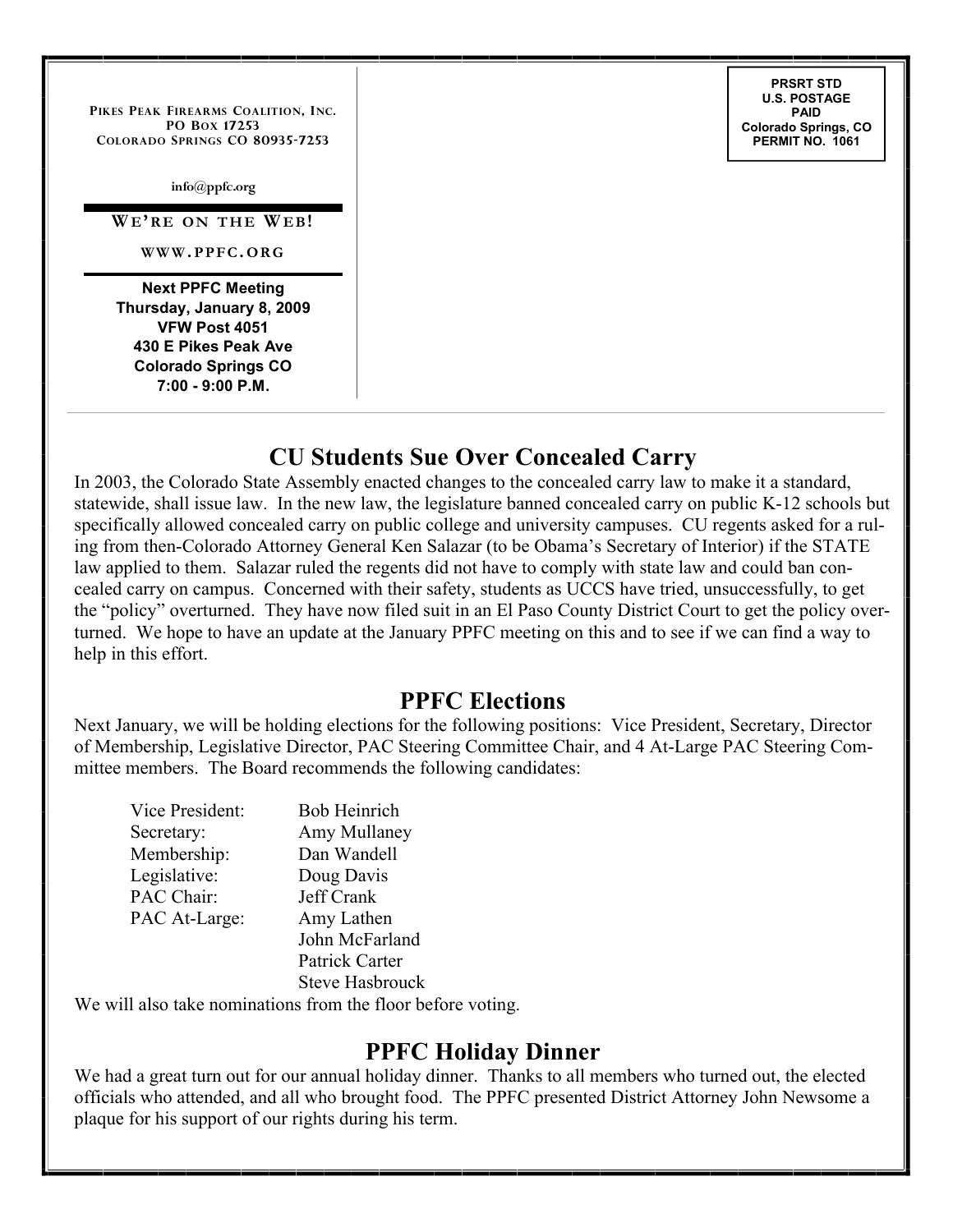PIKES PEAK FIREARMS COALITION, INC.
PO BOX 17253
COLORADO SPRINGS CO 80935-7253

info@ppfc.org

WE'RE ON THE WEB!

WWW.PPFC.ORG

**Next PPFC Meeting**
**Thursday, January 8, 2009**
**VFW Post 4051**
**430 E Pikes Peak Ave**
**Colorado Springs CO**
**7:00 - 9:00 P.M.**

PRSRT STD
U.S. POSTAGE
PAID
Colorado Springs, CO
PERMIT NO. 1061

## CU Students Sue Over Concealed Carry

In 2003, the Colorado State Assembly enacted changes to the concealed carry law to make it a standard, statewide, shall issue law. In the new law, the legislature banned concealed carry on public K-12 schools but specifically allowed concealed carry on public college and university campuses. CU regents asked for a ruling from then-Colorado Attorney General Ken Salazar (to be Obama's Secretary of Interior) if the STATE law applied to them. Salazar ruled the regents did not have to comply with state law and could ban concealed carry on campus. Concerned with their safety, students as UCCS have tried, unsuccessfully, to get the "policy" overturned. They have now filed suit in an El Paso County District Court to get the policy overturned. We hope to have an update at the January PPFC meeting on this and to see if we can find a way to help in this effort.

## PPFC Elections

Next January, we will be holding elections for the following positions: Vice President, Secretary, Director of Membership, Legislative Director, PAC Steering Committee Chair, and 4 At-Large PAC Steering Committee members. The Board recommends the following candidates:

| | |
|---|---|
| Vice President: | Bob Heinrich |
| Secretary: | Amy Mullaney |
| Membership: | Dan Wandell |
| Legislative: | Doug Davis |
| PAC Chair: | Jeff Crank |
| PAC At-Large: | Amy Lathen |
| | John McFarland |
| | Patrick Carter |
| | Steve Hasbrouck |

We will also take nominations from the floor before voting.

## PPFC Holiday Dinner

We had a great turn out for our annual holiday dinner. Thanks to all members who turned out, the elected officials who attended, and all who brought food. The PPFC presented District Attorney John Newsome a plaque for his support of our rights during his term.